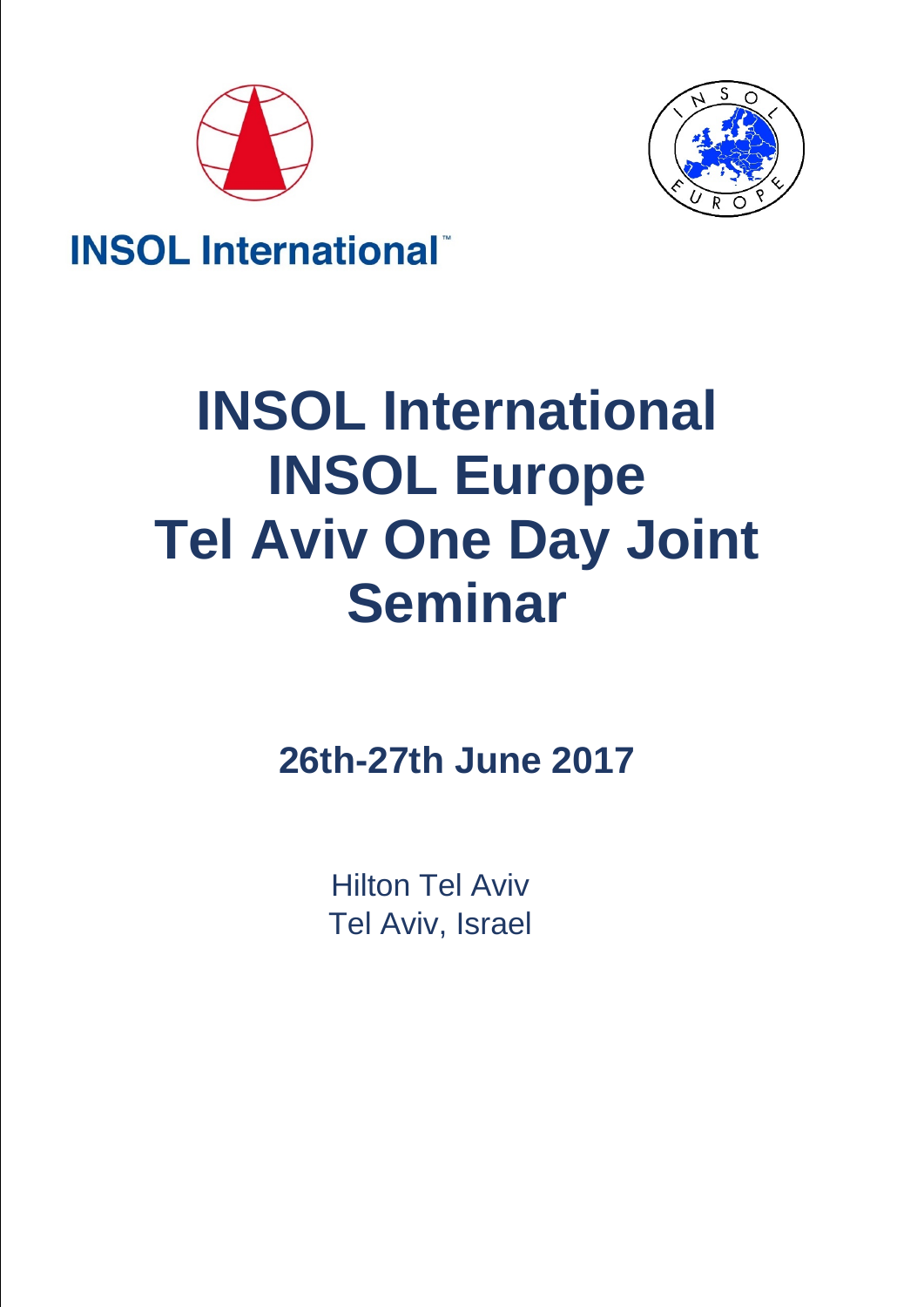INSOL International

# INSOL International INSOL Europe Tel Aviv One Day Joint Seminar

## 26th-27th June 2017

Hilton Tel Aviv
Tel Aviv, Israel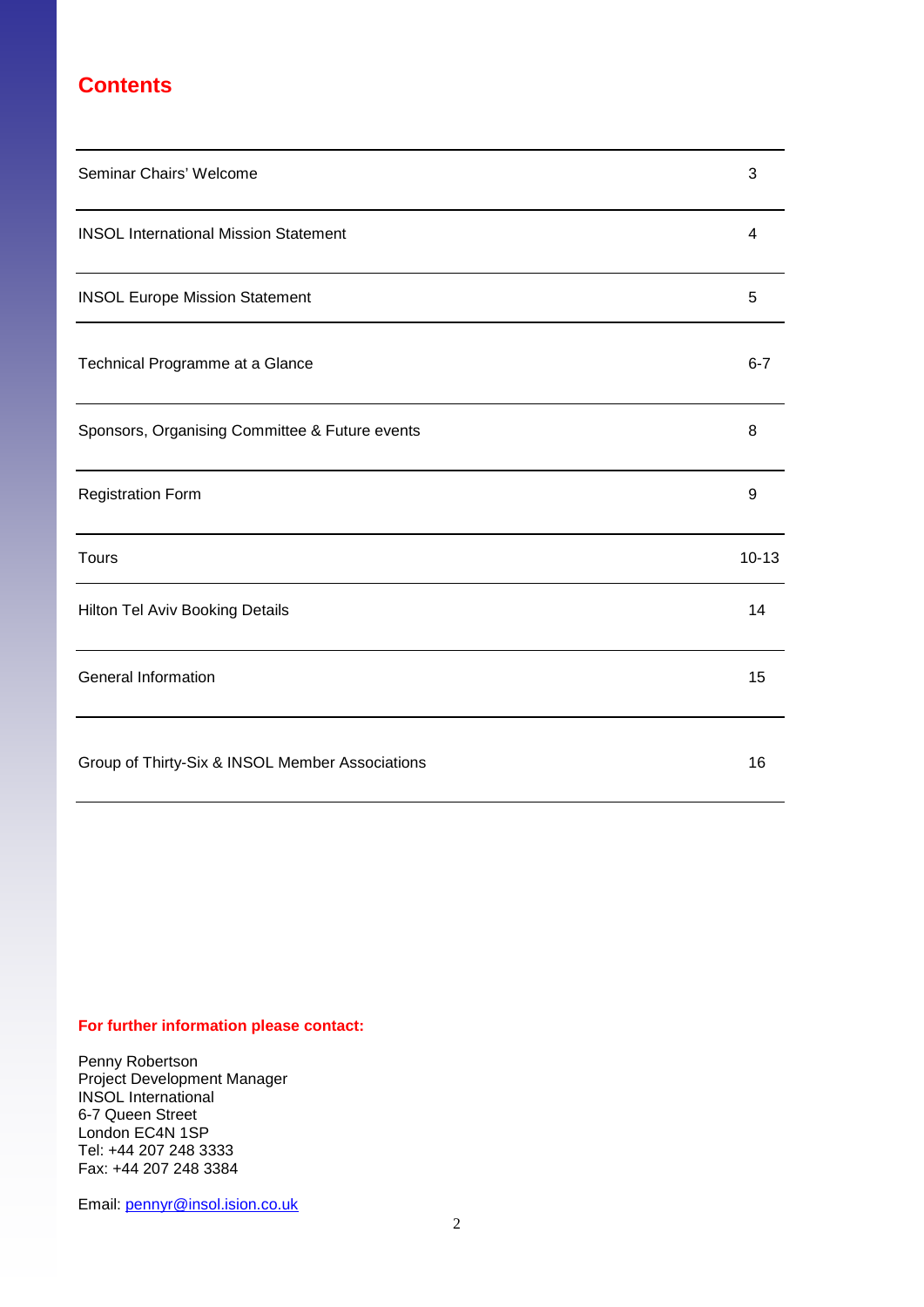# Contents

| | |
|---|---|
| Seminar Chairs' Welcome | 3 |
| INSOL International Mission Statement | 4 |
| INSOL Europe Mission Statement | 5 |
| Technical Programme at a Glance | 6-7 |
| Sponsors, Organising Committee & Future events | 8 |
| Registration Form | 9 |
| Tours | 10-13 |
| Hilton Tel Aviv Booking Details | 14 |
| General Information | 15 |
| Group of Thirty-Six & INSOL Member Associations | 16 |

**For further information please contact:**

Penny Robertson
Project Development Manager
INSOL International
6-7 Queen Street
London EC4N 1SP
Tel: +44 207 248 3333
Fax: +44 207 248 3384

Email: pennyr@insol.ision.co.uk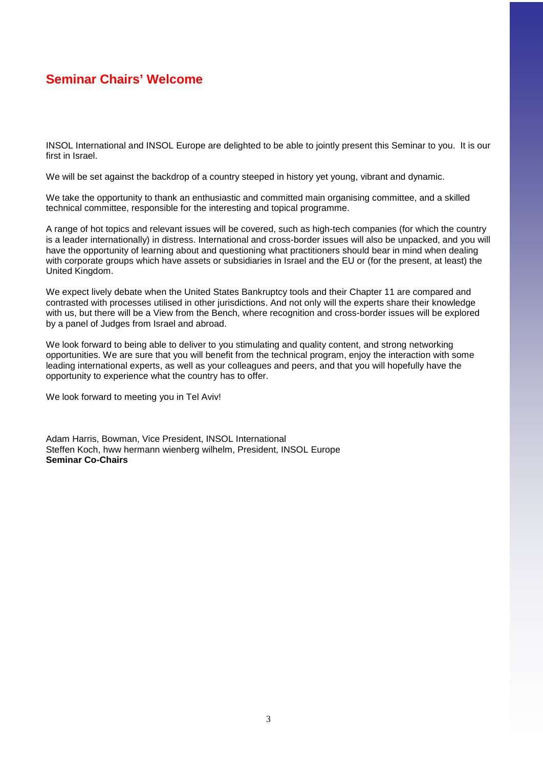# Seminar Chairs' Welcome

INSOL International and INSOL Europe are delighted to be able to jointly present this Seminar to you. It is our first in Israel.

We will be set against the backdrop of a country steeped in history yet young, vibrant and dynamic.

We take the opportunity to thank an enthusiastic and committed main organising committee, and a skilled technical committee, responsible for the interesting and topical programme.

A range of hot topics and relevant issues will be covered, such as high-tech companies (for which the country is a leader internationally) in distress. International and cross-border issues will also be unpacked, and you will have the opportunity of learning about and questioning what practitioners should bear in mind when dealing with corporate groups which have assets or subsidiaries in Israel and the EU or (for the present, at least) the United Kingdom.

We expect lively debate when the United States Bankruptcy tools and their Chapter 11 are compared and contrasted with processes utilised in other jurisdictions. And not only will the experts share their knowledge with us, but there will be a View from the Bench, where recognition and cross-border issues will be explored by a panel of Judges from Israel and abroad.

We look forward to being able to deliver to you stimulating and quality content, and strong networking opportunities. We are sure that you will benefit from the technical program, enjoy the interaction with some leading international experts, as well as your colleagues and peers, and that you will hopefully have the opportunity to experience what the country has to offer.

We look forward to meeting you in Tel Aviv!

Adam Harris, Bowman, Vice President, INSOL International
Steffen Koch, hww hermann wienberg wilhelm, President, INSOL Europe
**Seminar Co-Chairs**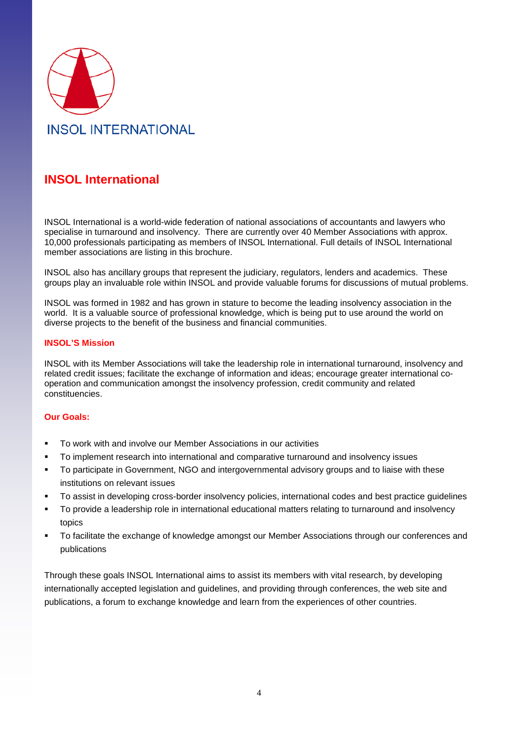INSOL INTERNATIONAL

# INSOL International

INSOL International is a world-wide federation of national associations of accountants and lawyers who specialise in turnaround and insolvency. There are currently over 40 Member Associations with approx. 10,000 professionals participating as members of INSOL International. Full details of INSOL International member associations are listing in this brochure.

INSOL also has ancillary groups that represent the judiciary, regulators, lenders and academics. These groups play an invaluable role within INSOL and provide valuable forums for discussions of mutual problems.

INSOL was formed in 1982 and has grown in stature to become the leading insolvency association in the world. It is a valuable source of professional knowledge, which is being put to use around the world on diverse projects to the benefit of the business and financial communities.

### INSOL'S Mission

INSOL with its Member Associations will take the leadership role in international turnaround, insolvency and related credit issues; facilitate the exchange of information and ideas; encourage greater international co-operation and communication amongst the insolvency profession, credit community and related constituencies.

### Our Goals:

- To work with and involve our Member Associations in our activities
- To implement research into international and comparative turnaround and insolvency issues
- To participate in Government, NGO and intergovernmental advisory groups and to liaise with these institutions on relevant issues
- To assist in developing cross-border insolvency policies, international codes and best practice guidelines
- To provide a leadership role in international educational matters relating to turnaround and insolvency topics
- To facilitate the exchange of knowledge amongst our Member Associations through our conferences and publications

Through these goals INSOL International aims to assist its members with vital research, by developing internationally accepted legislation and guidelines, and providing through conferences, the web site and publications, a forum to exchange knowledge and learn from the experiences of other countries.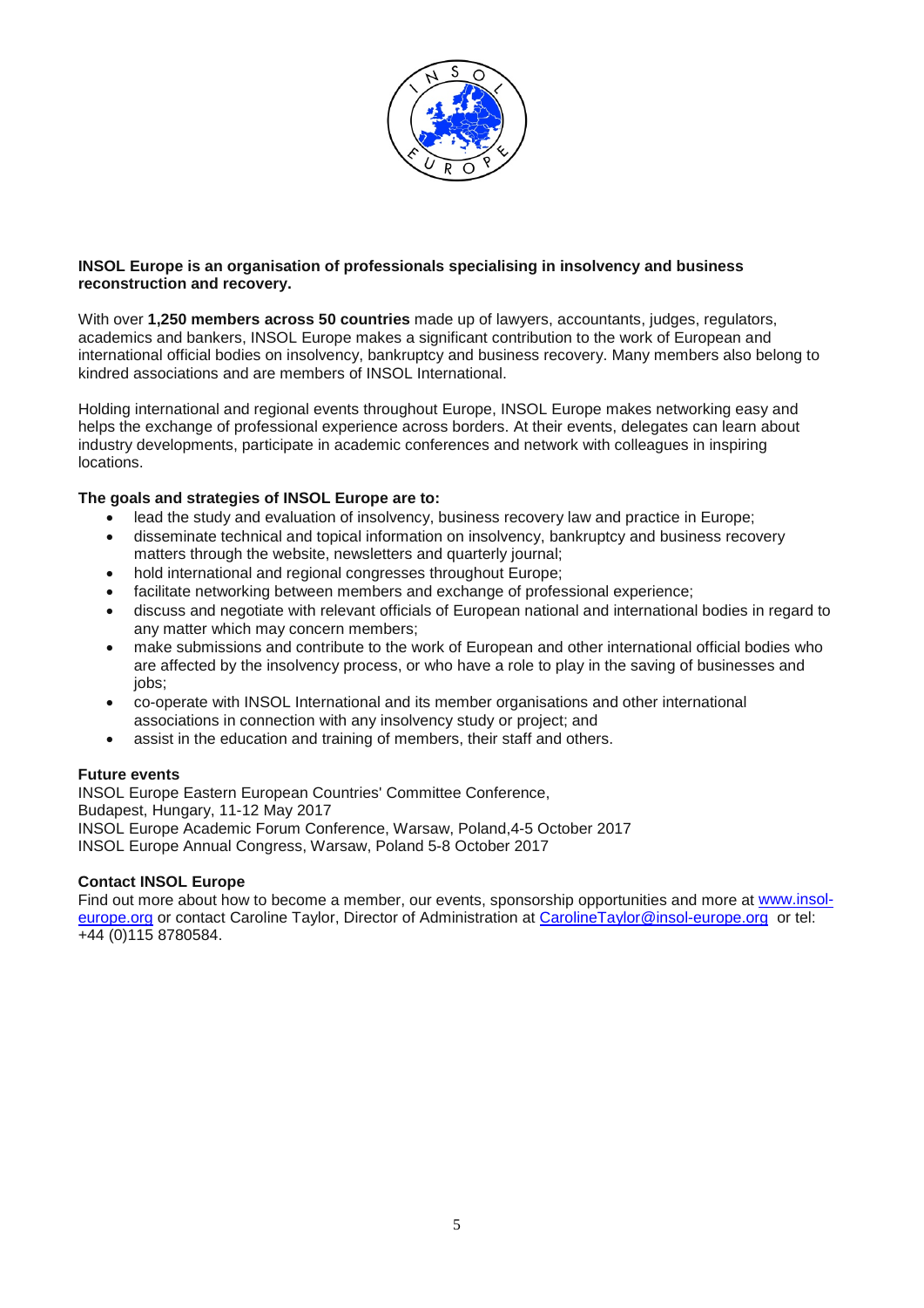**INSOL Europe is an organisation of professionals specialising in insolvency and business reconstruction and recovery.**

With over **1,250 members across 50 countries** made up of lawyers, accountants, judges, regulators, academics and bankers, INSOL Europe makes a significant contribution to the work of European and international official bodies on insolvency, bankruptcy and business recovery. Many members also belong to kindred associations and are members of INSOL International.

Holding international and regional events throughout Europe, INSOL Europe makes networking easy and helps the exchange of professional experience across borders. At their events, delegates can learn about industry developments, participate in academic conferences and network with colleagues in inspiring locations.

**The goals and strategies of INSOL Europe are to:**

- lead the study and evaluation of insolvency, business recovery law and practice in Europe;
- disseminate technical and topical information on insolvency, bankruptcy and business recovery matters through the website, newsletters and quarterly journal;
- hold international and regional congresses throughout Europe;
- facilitate networking between members and exchange of professional experience;
- discuss and negotiate with relevant officials of European national and international bodies in regard to any matter which may concern members;
- make submissions and contribute to the work of European and other international official bodies who are affected by the insolvency process, or who have a role to play in the saving of businesses and jobs;
- co-operate with INSOL International and its member organisations and other international associations in connection with any insolvency study or project; and
- assist in the education and training of members, their staff and others.

**Future events**

INSOL Europe Eastern European Countries' Committee Conference,
Budapest, Hungary, 11-12 May 2017
INSOL Europe Academic Forum Conference, Warsaw, Poland,4-5 October 2017
INSOL Europe Annual Congress, Warsaw, Poland 5-8 October 2017

**Contact INSOL Europe**

Find out more about how to become a member, our events, sponsorship opportunities and more at www.insol-europe.org or contact Caroline Taylor, Director of Administration at CarolineTaylor@insol-europe.org or tel: +44 (0)115 8780584.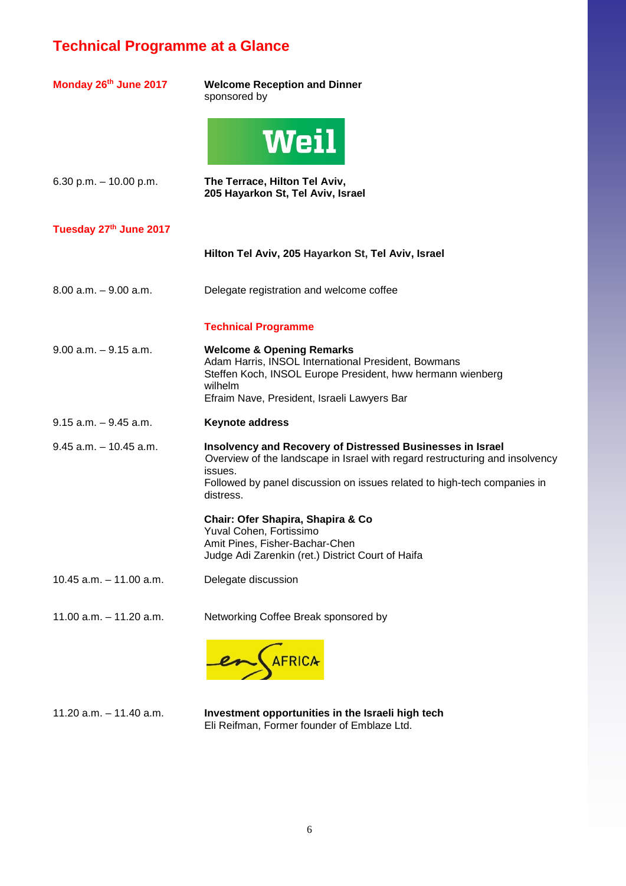## Technical Programme at a Glance

**Monday 26th June 2017**

**Welcome Reception and Dinner**
sponsored by

Weil

6.30 p.m. – 10.00 p.m. — **The Terrace, Hilton Tel Aviv, 205 Hayarkon St, Tel Aviv, Israel**

**Tuesday 27th June 2017**

**Hilton Tel Aviv, 205 Hayarkon St, Tel Aviv, Israel**

8.00 a.m. – 9.00 a.m. — Delegate registration and welcome coffee

### Technical Programme

9.00 a.m. – 9.15 a.m. — **Welcome & Opening Remarks**
Adam Harris, INSOL International President, Bowmans
Steffen Koch, INSOL Europe President, hww hermann wienberg wilhelm
Efraim Nave, President, Israeli Lawyers Bar

9.15 a.m. – 9.45 a.m. — **Keynote address**

9.45 a.m. – 10.45 a.m. — **Insolvency and Recovery of Distressed Businesses in Israel**
Overview of the landscape in Israel with regard restructuring and insolvency issues.
Followed by panel discussion on issues related to high-tech companies in distress.

**Chair: Ofer Shapira, Shapira & Co**
Yuval Cohen, Fortissimo
Amit Pines, Fisher-Bachar-Chen
Judge Adi Zarenkin (ret.) District Court of Haifa

10.45 a.m. – 11.00 a.m. — Delegate discussion

11.00 a.m. – 11.20 a.m. — Networking Coffee Break sponsored by

ENSAFRICA

11.20 a.m. – 11.40 a.m. — **Investment opportunities in the Israeli high tech**
Eli Reifman, Former founder of Emblaze Ltd.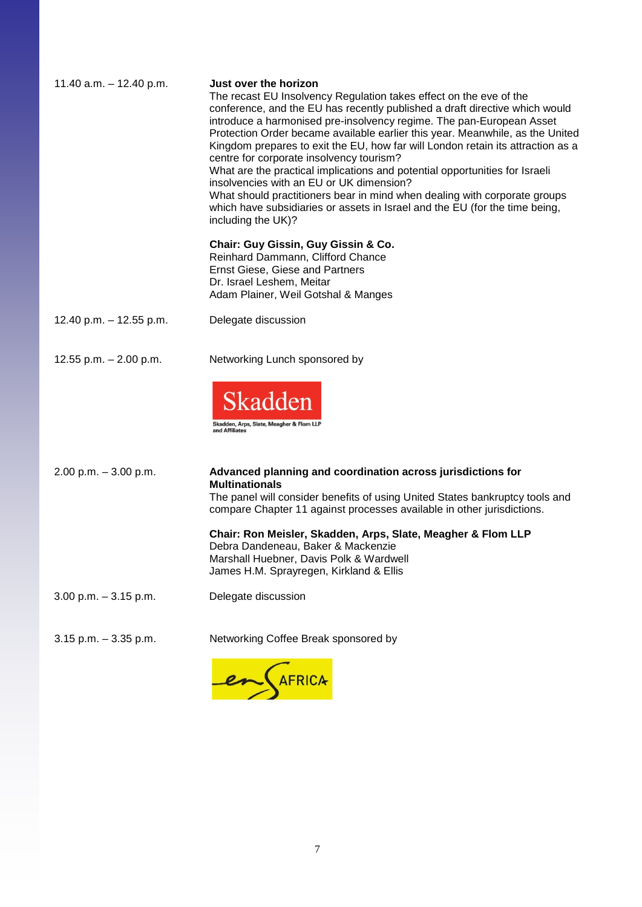| | |
|---|---|
| 11.40 a.m. – 12.40 p.m. | **Just over the horizon**<br>The recast EU Insolvency Regulation takes effect on the eve of the conference, and the EU has recently published a draft directive which would introduce a harmonised pre-insolvency regime. The pan-European Asset Protection Order became available earlier this year. Meanwhile, as the United Kingdom prepares to exit the EU, how far will London retain its attraction as a centre for corporate insolvency tourism?<br>What are the practical implications and potential opportunities for Israeli insolvencies with an EU or UK dimension?<br>What should practitioners bear in mind when dealing with corporate groups which have subsidiaries or assets in Israel and the EU (for the time being, including the UK)?<br><br>**Chair: Guy Gissin, Guy Gissin & Co.**<br>Reinhard Dammann, Clifford Chance<br>Ernst Giese, Giese and Partners<br>Dr. Israel Leshem, Meitar<br>Adam Plainer, Weil Gotshal & Manges |
| 12.40 p.m. – 12.55 p.m. | Delegate discussion |
| 12.55 p.m. – 2.00 p.m. | Networking Lunch sponsored by<br>Skadden<br>Skadden, Arps, Slate, Meagher & Flom LLP and Affiliates |
| 2.00 p.m. – 3.00 p.m. | **Advanced planning and coordination across jurisdictions for Multinationals**<br>The panel will consider benefits of using United States bankruptcy tools and compare Chapter 11 against processes available in other jurisdictions.<br><br>**Chair: Ron Meisler, Skadden, Arps, Slate, Meagher & Flom LLP**<br>Debra Dandeneau, Baker & Mackenzie<br>Marshall Huebner, Davis Polk & Wardwell<br>James H.M. Sprayregen, Kirkland & Ellis |
| 3.00 p.m. – 3.15 p.m. | Delegate discussion |
| 3.15 p.m. – 3.35 p.m. | Networking Coffee Break sponsored by<br>ENSafrica |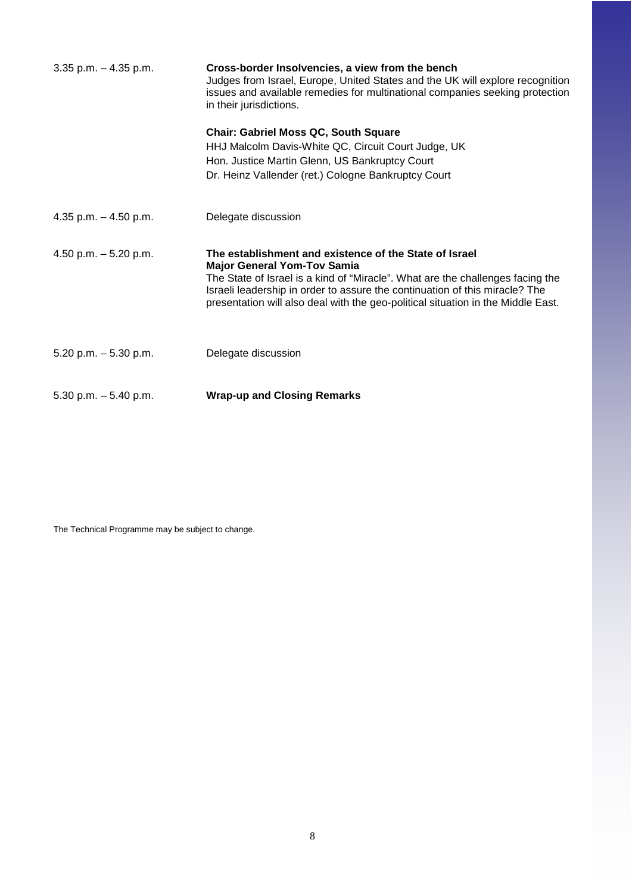| | |
|---|---|
| 3.35 p.m. – 4.35 p.m. | **Cross-border Insolvencies, a view from the bench**<br>Judges from Israel, Europe, United States and the UK will explore recognition issues and available remedies for multinational companies seeking protection in their jurisdictions.<br><br>**Chair: Gabriel Moss QC, South Square**<br>HHJ Malcolm Davis-White QC, Circuit Court Judge, UK<br>Hon. Justice Martin Glenn, US Bankruptcy Court<br>Dr. Heinz Vallender (ret.) Cologne Bankruptcy Court |
| 4.35 p.m. – 4.50 p.m. | Delegate discussion |
| 4.50 p.m. – 5.20 p.m. | **The establishment and existence of the State of Israel**<br>**Major General Yom-Tov Samia**<br>The State of Israel is a kind of "Miracle". What are the challenges facing the Israeli leadership in order to assure the continuation of this miracle? The presentation will also deal with the geo-political situation in the Middle East. |
| 5.20 p.m. – 5.30 p.m. | Delegate discussion |
| 5.30 p.m. – 5.40 p.m. | **Wrap-up and Closing Remarks** |

The Technical Programme may be subject to change.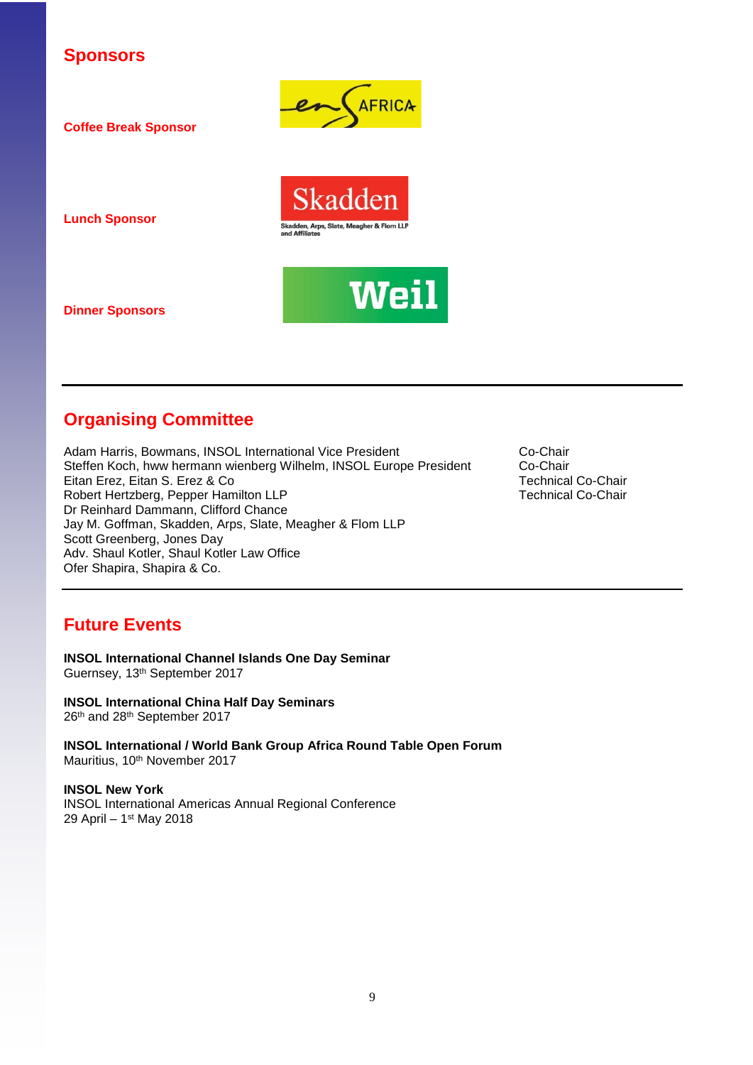## Sponsors

**Coffee Break Sponsor**

**Lunch Sponsor**

**Dinner Sponsors**

## Organising Committee

| | |
|---|---|
| Adam Harris, Bowmans, INSOL International Vice President | Co-Chair |
| Steffen Koch, hww hermann wienberg Wilhelm, INSOL Europe President | Co-Chair |
| Eitan Erez, Eitan S. Erez & Co | Technical Co-Chair |
| Robert Hertzberg, Pepper Hamilton LLP | Technical Co-Chair |
| Dr Reinhard Dammann, Clifford Chance | |
| Jay M. Goffman, Skadden, Arps, Slate, Meagher & Flom LLP | |
| Scott Greenberg, Jones Day | |
| Adv. Shaul Kotler, Shaul Kotler Law Office | |
| Ofer Shapira, Shapira & Co. | |

## Future Events

**INSOL International Channel Islands One Day Seminar**
Guernsey, 13th September 2017

**INSOL International China Half Day Seminars**
26th and 28th September 2017

**INSOL International / World Bank Group Africa Round Table Open Forum**
Mauritius, 10th November 2017

**INSOL New York**
INSOL International Americas Annual Regional Conference
29 April – 1st May 2018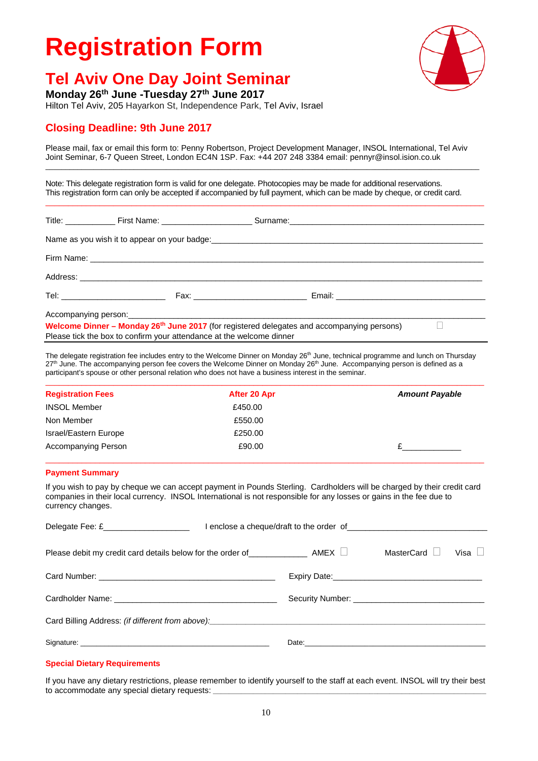# Registration Form

## Tel Aviv One Day Joint Seminar

**Monday 26th June -Tuesday 27th June 2017**

Hilton Tel Aviv, 205 Hayarkon St, Independence Park, Tel Aviv, Israel

### Closing Deadline: 9th June 2017

Please mail, fax or email this form to: Penny Robertson, Project Development Manager, INSOL International, Tel Aviv Joint Seminar, 6-7 Queen Street, London EC4N 1SP. Fax: +44 207 248 3384 email: pennyr@insol.ision.co.uk

---

Note: This delegate registration form is valid for one delegate. Photocopies may be made for additional reservations. This registration form can only be accepted if accompanied by full payment, which can be made by cheque, or credit card.

---

Title: ___________ First Name: ____________________ Surname: ____________________________________________

Name as you wish it to appear on your badge: ____________________________________________________________

Firm Name: ______________________________________________________________________________________

Address: ________________________________________________________________________________________

Tel: _______________________ Fax: _________________________ Email: ___________________________________

Accompanying person: _____________________________________________________________________________

**Welcome Dinner – Monday 26th June 2017** (for registered delegates and accompanying persons) ☐

Please tick the box to confirm your attendance at the welcome dinner

---

The delegate registration fee includes entry to the Welcome Dinner on Monday 26th June, technical programme and lunch on Thursday 27th June. The accompanying person fee covers the Welcome Dinner on Monday 26th June. Accompanying person is defined as a participant's spouse or other personal relation who does not have a business interest in the seminar.

---

| **Registration Fees** | **After 20 Apr** | ***Amount Payable*** |
|---|---|---|
| INSOL Member | £450.00 | |
| Non Member | £550.00 | |
| Israel/Eastern Europe | £250.00 | |
| Accompanying Person | £90.00 | £____________ |

---

### Payment Summary

If you wish to pay by cheque we can accept payment in Pounds Sterling. Cardholders will be charged by their credit card companies in their local currency. INSOL International is not responsible for any losses or gains in the fee due to currency changes.

Delegate Fee: £__________________ I enclose a cheque/draft to the order of______________________________

Please debit my credit card details below for the order of____________ AMEX ☐ MasterCard ☐ Visa ☐

Card Number: ______________________________________ Expiry Date:_________________________________

Cardholder Name: ___________________________________ Security Number: ____________________________

Card Billing Address: *(if different from above)*:____________________________________________________

Signature: ______________________________________________ Date:___________________________________

### Special Dietary Requirements

If you have any dietary restrictions, please remember to identify yourself to the staff at each event. INSOL will try their best to accommodate any special dietary requests: ___________________________________________________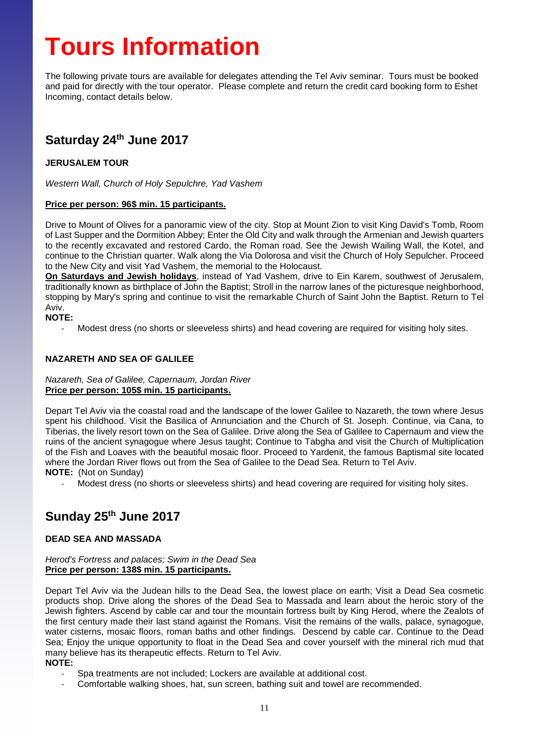# Tours Information

The following private tours are available for delegates attending the Tel Aviv seminar. Tours must be booked and paid for directly with the tour operator. Please complete and return the credit card booking form to Eshet Incoming, contact details below.

## Saturday 24th June 2017

### JERUSALEM TOUR

*Western Wall, Church of Holy Sepulchre, Yad Vashem*

**Price per person: 96$ min. 15 participants.**

Drive to Mount of Olives for a panoramic view of the city. Stop at Mount Zion to visit King David's Tomb, Room of Last Supper and the Dormition Abbey; Enter the Old City and walk through the Armenian and Jewish quarters to the recently excavated and restored Cardo, the Roman road. See the Jewish Wailing Wall, the Kotel, and continue to the Christian quarter. Walk along the Via Dolorosa and visit the Church of Holy Sepulcher. Proceed to the New City and visit Yad Vashem, the memorial to the Holocaust.

**On Saturdays and Jewish holidays**, instead of Yad Vashem, drive to Ein Karem, southwest of Jerusalem, traditionally known as birthplace of John the Baptist; Stroll in the narrow lanes of the picturesque neighborhood, stopping by Mary's spring and continue to visit the remarkable Church of Saint John the Baptist. Return to Tel Aviv.

**NOTE:**

- Modest dress (no shorts or sleeveless shirts) and head covering are required for visiting holy sites.

### NAZARETH AND SEA OF GALILEE

*Nazareth, Sea of Galilee, Capernaum, Jordan River*

**Price per person: 105$ min. 15 participants.**

Depart Tel Aviv via the coastal road and the landscape of the lower Galilee to Nazareth, the town where Jesus spent his childhood. Visit the Basilica of Annunciation and the Church of St. Joseph. Continue, via Cana, to Tiberias, the lively resort town on the Sea of Galilee. Drive along the Sea of Galilee to Capernaum and view the ruins of the ancient synagogue where Jesus taught; Continue to Tabgha and visit the Church of Multiplication of the Fish and Loaves with the beautiful mosaic floor. Proceed to Yardenit, the famous Baptismal site located where the Jordan River flows out from the Sea of Galilee to the Dead Sea. Return to Tel Aviv.

**NOTE:** (Not on Sunday)

- Modest dress (no shorts or sleeveless shirts) and head covering are required for visiting holy sites.

## Sunday 25th June 2017

### DEAD SEA AND MASSADA

*Herod's Fortress and palaces; Swim in the Dead Sea*

**Price per person: 138$ min. 15 participants.**

Depart Tel Aviv via the Judean hills to the Dead Sea, the lowest place on earth; Visit a Dead Sea cosmetic products shop. Drive along the shores of the Dead Sea to Massada and learn about the heroic story of the Jewish fighters. Ascend by cable car and tour the mountain fortress built by King Herod, where the Zealots of the first century made their last stand against the Romans. Visit the remains of the walls, palace, synagogue, water cisterns, mosaic floors, roman baths and other findings. Descend by cable car. Continue to the Dead Sea; Enjoy the unique opportunity to float in the Dead Sea and cover yourself with the mineral rich mud that many believe has its therapeutic effects. Return to Tel Aviv.

**NOTE:**

- Spa treatments are not included; Lockers are available at additional cost.
- Comfortable walking shoes, hat, sun screen, bathing suit and towel are recommended.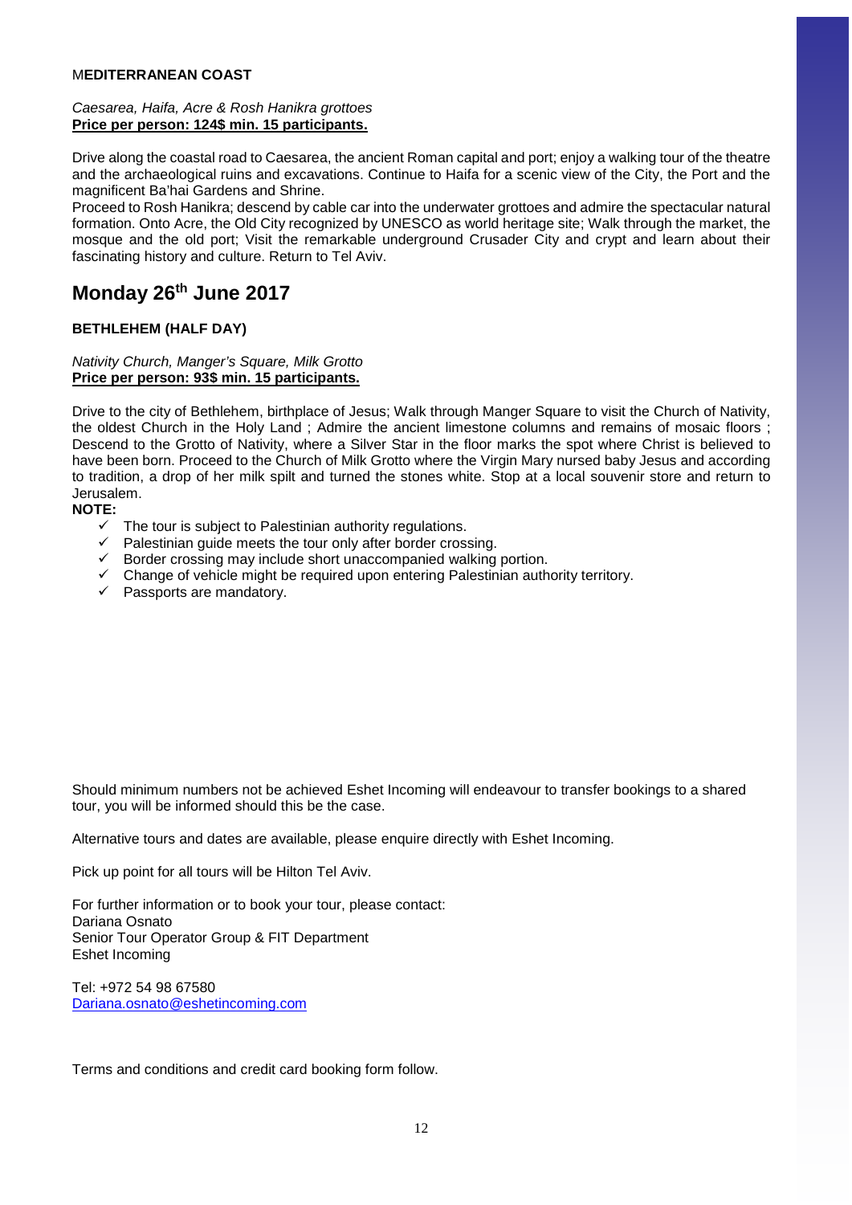**MEDITERRANEAN COAST**

*Caesarea, Haifa, Acre & Rosh Hanikra grottoes*
**Price per person: 124$ min. 15 participants.**

Drive along the coastal road to Caesarea, the ancient Roman capital and port; enjoy a walking tour of the theatre and the archaeological ruins and excavations. Continue to Haifa for a scenic view of the City, the Port and the magnificent Ba'hai Gardens and Shrine.
Proceed to Rosh Hanikra; descend by cable car into the underwater grottoes and admire the spectacular natural formation. Onto Acre, the Old City recognized by UNESCO as world heritage site; Walk through the market, the mosque and the old port; Visit the remarkable underground Crusader City and crypt and learn about their fascinating history and culture. Return to Tel Aviv.

# Monday 26th June 2017

**BETHLEHEM (HALF DAY)**

*Nativity Church, Manger's Square, Milk Grotto*
**Price per person: 93$ min. 15 participants.**

Drive to the city of Bethlehem, birthplace of Jesus; Walk through Manger Square to visit the Church of Nativity, the oldest Church in the Holy Land ; Admire the ancient limestone columns and remains of mosaic floors ; Descend to the Grotto of Nativity, where a Silver Star in the floor marks the spot where Christ is believed to have been born. Proceed to the Church of Milk Grotto where the Virgin Mary nursed baby Jesus and according to tradition, a drop of her milk spilt and turned the stones white. Stop at a local souvenir store and return to Jerusalem.

**NOTE:**

- ✓ The tour is subject to Palestinian authority regulations.
- ✓ Palestinian guide meets the tour only after border crossing.
- ✓ Border crossing may include short unaccompanied walking portion.
- ✓ Change of vehicle might be required upon entering Palestinian authority territory.
- ✓ Passports are mandatory.

Should minimum numbers not be achieved Eshet Incoming will endeavour to transfer bookings to a shared tour, you will be informed should this be the case.

Alternative tours and dates are available, please enquire directly with Eshet Incoming.

Pick up point for all tours will be Hilton Tel Aviv.

For further information or to book your tour, please contact:
Dariana Osnato
Senior Tour Operator Group & FIT Department
Eshet Incoming

Tel: +972 54 98 67580
Dariana.osnato@eshetincoming.com

Terms and conditions and credit card booking form follow.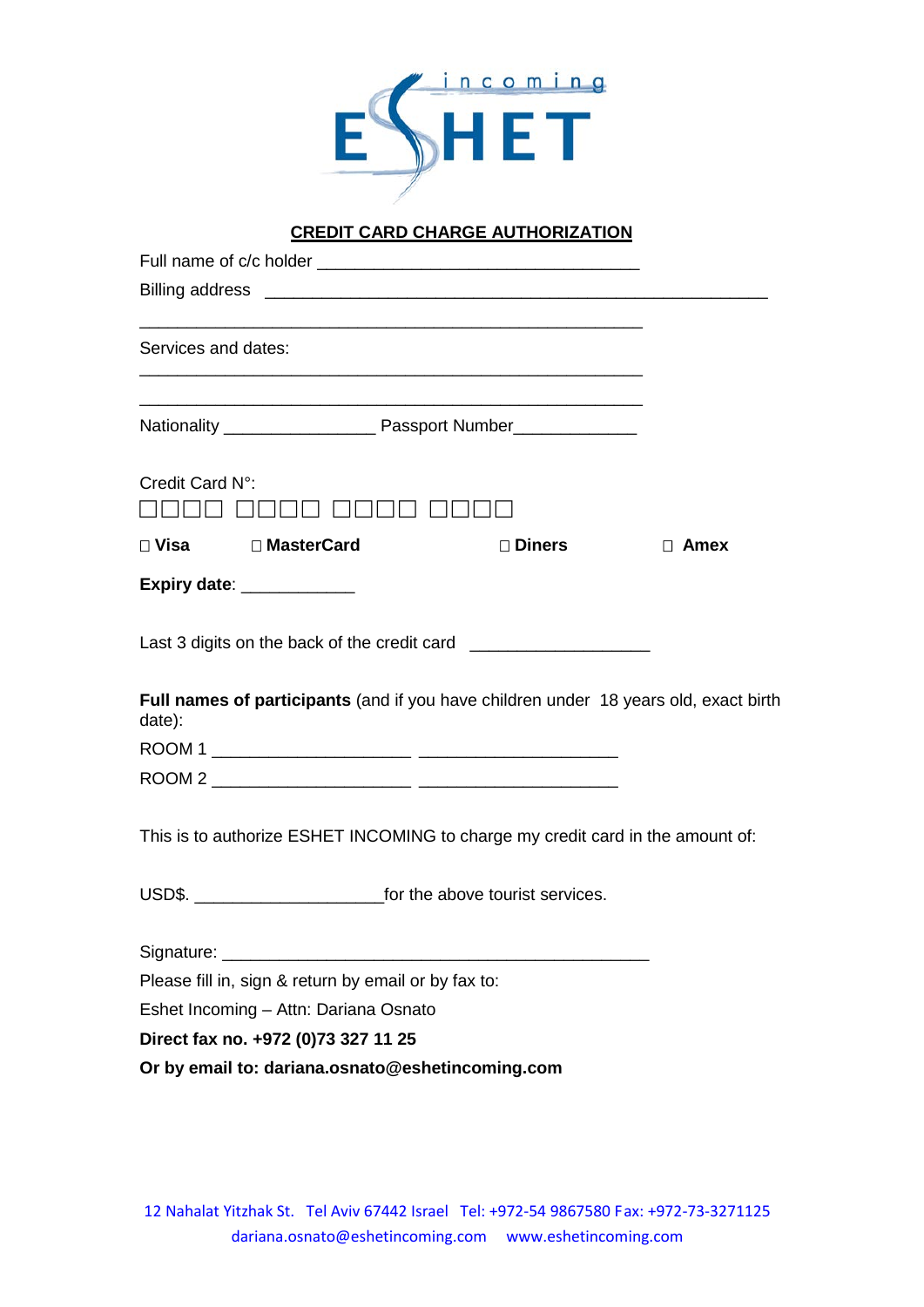# CREDIT CARD CHARGE AUTHORIZATION

Full name of c/c holder ________________________________

Billing address ________________________________________________

________________________________________________

Services and dates:

________________________________________________

________________________________________________

Nationality ______________ Passport Number____________

Credit Card N°:

□□□□ □□□□ □□□□ □□□□

□ **Visa** □ **MasterCard** □ **Diners** □ **Amex**

**Expiry date**: ___________

Last 3 digits on the back of the credit card ________________

**Full names of participants** (and if you have children under 18 years old, exact birth date):

ROOM 1 ___________________ ___________________

ROOM 2 ___________________ ___________________

This is to authorize ESHET INCOMING to charge my credit card in the amount of:

USD$. __________________for the above tourist services.

Signature: __________________________________________

Please fill in, sign & return by email or by fax to:

Eshet Incoming – Attn: Dariana Osnato

**Direct fax no. +972 (0)73 327 11 25**

**Or by email to: dariana.osnato@eshetincoming.com**

12 Nahalat Yitzhak St. Tel Aviv 67442 Israel Tel: +972-54 9867580 Fax: +972-73-3271125
dariana.osnato@eshetincoming.com www.eshetincoming.com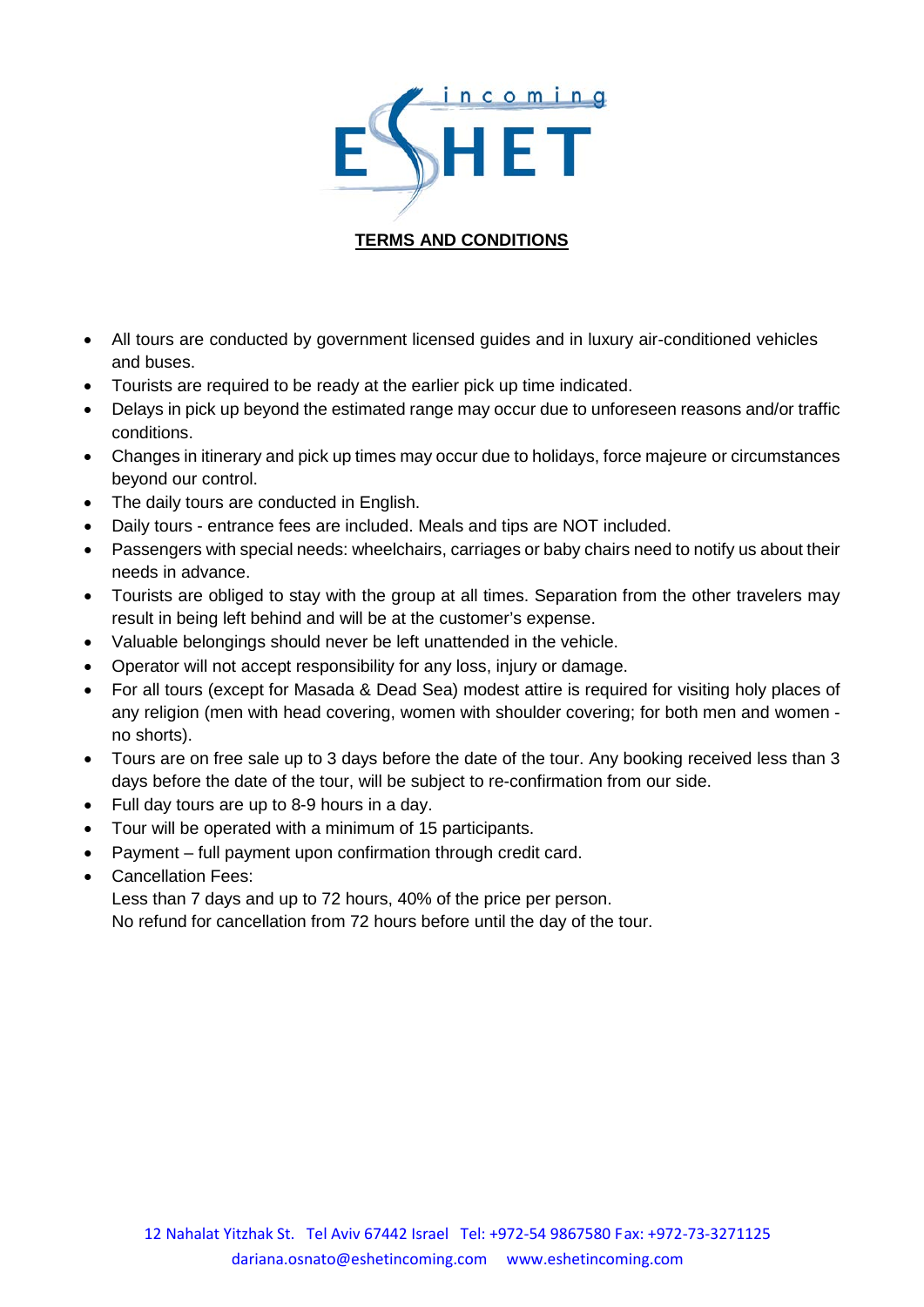ESHET incoming

# TERMS AND CONDITIONS

- All tours are conducted by government licensed guides and in luxury air-conditioned vehicles and buses.
- Tourists are required to be ready at the earlier pick up time indicated.
- Delays in pick up beyond the estimated range may occur due to unforeseen reasons and/or traffic conditions.
- Changes in itinerary and pick up times may occur due to holidays, force majeure or circumstances beyond our control.
- The daily tours are conducted in English.
- Daily tours - entrance fees are included. Meals and tips are NOT included.
- Passengers with special needs: wheelchairs, carriages or baby chairs need to notify us about their needs in advance.
- Tourists are obliged to stay with the group at all times. Separation from the other travelers may result in being left behind and will be at the customer's expense.
- Valuable belongings should never be left unattended in the vehicle.
- Operator will not accept responsibility for any loss, injury or damage.
- For all tours (except for Masada & Dead Sea) modest attire is required for visiting holy places of any religion (men with head covering, women with shoulder covering; for both men and women - no shorts).
- Tours are on free sale up to 3 days before the date of the tour. Any booking received less than 3 days before the date of the tour, will be subject to re-confirmation from our side.
- Full day tours are up to 8-9 hours in a day.
- Tour will be operated with a minimum of 15 participants.
- Payment – full payment upon confirmation through credit card.
- Cancellation Fees:
  Less than 7 days and up to 72 hours, 40% of the price per person.
  No refund for cancellation from 72 hours before until the day of the tour.

12 Nahalat Yitzhak St. Tel Aviv 67442 Israel Tel: +972-54 9867580 Fax: +972-73-3271125
dariana.osnato@eshetincoming.com www.eshetincoming.com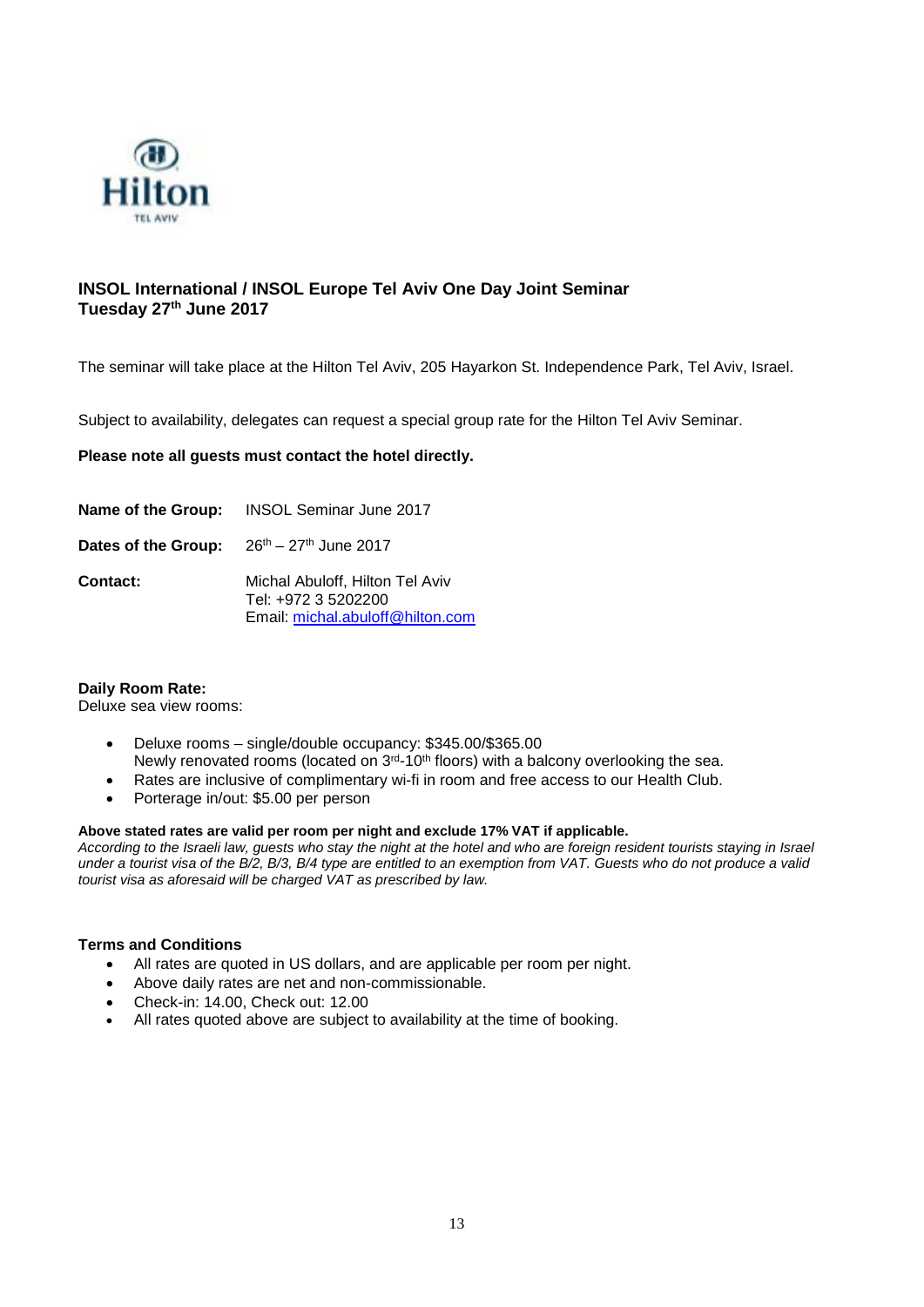Hilton

TEL AVIV

**INSOL International / INSOL Europe Tel Aviv One Day Joint Seminar**
**Tuesday 27th June 2017**

The seminar will take place at the Hilton Tel Aviv, 205 Hayarkon St. Independence Park, Tel Aviv, Israel.

Subject to availability, delegates can request a special group rate for the Hilton Tel Aviv Seminar.

**Please note all guests must contact the hotel directly.**

**Name of the Group:** INSOL Seminar June 2017

**Dates of the Group:** 26th – 27th June 2017

**Contact:** Michal Abuloff, Hilton Tel Aviv
Tel: +972 3 5202200
Email: michal.abuloff@hilton.com

**Daily Room Rate:**
Deluxe sea view rooms:

- Deluxe rooms – single/double occupancy: $345.00/$365.00
  Newly renovated rooms (located on 3rd-10th floors) with a balcony overlooking the sea.
- Rates are inclusive of complimentary wi-fi in room and free access to our Health Club.
- Porterage in/out: $5.00 per person

**Above stated rates are valid per room per night and exclude 17% VAT if applicable.**
*According to the Israeli law, guests who stay the night at the hotel and who are foreign resident tourists staying in Israel under a tourist visa of the B/2, B/3, B/4 type are entitled to an exemption from VAT. Guests who do not produce a valid tourist visa as aforesaid will be charged VAT as prescribed by law.*

**Terms and Conditions**

- All rates are quoted in US dollars, and are applicable per room per night.
- Above daily rates are net and non-commissionable.
- Check-in: 14.00, Check out: 12.00
- All rates quoted above are subject to availability at the time of booking.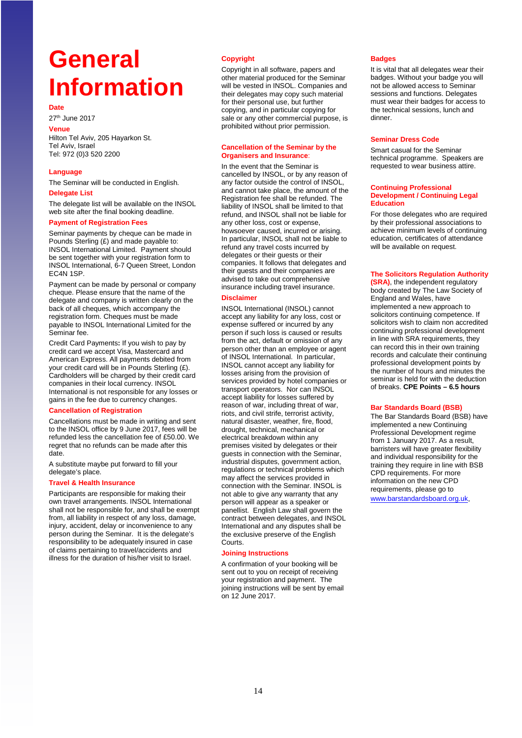# General Information

## Date

27th June 2017

## Venue

Hilton Tel Aviv, 205 Hayarkon St.
Tel Aviv, Israel
Tel: 972 (0)3 520 2200

## Language

The Seminar will be conducted in English.

## Delegate List

The delegate list will be available on the INSOL web site after the final booking deadline.

## Payment of Registration Fees

Seminar payments by cheque can be made in Pounds Sterling (£) and made payable to: INSOL International Limited. Payment should be sent together with your registration form to INSOL International, 6-7 Queen Street, London EC4N 1SP.

Payment can be made by personal or company cheque. Please ensure that the name of the delegate and company is written clearly on the back of all cheques, which accompany the registration form. Cheques must be made payable to INSOL International Limited for the Seminar fee.

Credit Card Payments**:** If you wish to pay by credit card we accept Visa, Mastercard and American Express. All payments debited from your credit card will be in Pounds Sterling (£). Cardholders will be charged by their credit card companies in their local currency. INSOL International is not responsible for any losses or gains in the fee due to currency changes.

## Cancellation of Registration

Cancellations must be made in writing and sent to the INSOL office by 9 June 2017, fees will be refunded less the cancellation fee of £50.00. We regret that no refunds can be made after this date.

A substitute maybe put forward to fill your delegate's place.

## Travel & Health Insurance

Participants are responsible for making their own travel arrangements. INSOL International shall not be responsible for, and shall be exempt from, all liability in respect of any loss, damage, injury, accident, delay or inconvenience to any person during the Seminar. It is the delegate's responsibility to be adequately insured in case of claims pertaining to travel/accidents and illness for the duration of his/her visit to Israel.

## Copyright

Copyright in all software, papers and other material produced for the Seminar will be vested in INSOL. Companies and their delegates may copy such material for their personal use, but further copying, and in particular copying for sale or any other commercial purpose, is prohibited without prior permission.

## Cancellation of the Seminar by the Organisers and Insurance:

In the event that the Seminar is cancelled by INSOL, or by any reason of any factor outside the control of INSOL, and cannot take place, the amount of the Registration fee shall be refunded. The liability of INSOL shall be limited to that refund, and INSOL shall not be liable for any other loss, cost or expense, howsoever caused, incurred or arising. In particular, INSOL shall not be liable to refund any travel costs incurred by delegates or their guests or their companies. It follows that delegates and their guests and their companies are advised to take out comprehensive insurance including travel insurance.

## Disclaimer

INSOL International (INSOL) cannot accept any liability for any loss, cost or expense suffered or incurred by any person if such loss is caused or results from the act, default or omission of any person other than an employee or agent of INSOL International. In particular, INSOL cannot accept any liability for losses arising from the provision of services provided by hotel companies or transport operators. Nor can INSOL accept liability for losses suffered by reason of war, including threat of war, riots, and civil strife, terrorist activity, natural disaster, weather, fire, flood, drought, technical, mechanical or electrical breakdown within any premises visited by delegates or their guests in connection with the Seminar, industrial disputes, government action, regulations or technical problems which may affect the services provided in connection with the Seminar. INSOL is not able to give any warranty that any person will appear as a speaker or panellist. English Law shall govern the contract between delegates, and INSOL International and any disputes shall be the exclusive preserve of the English Courts.

## Joining Instructions

A confirmation of your booking will be sent out to you on receipt of receiving your registration and payment. The joining instructions will be sent by email on 12 June 2017.

## Badges

It is vital that all delegates wear their badges. Without your badge you will not be allowed access to Seminar sessions and functions. Delegates must wear their badges for access to the technical sessions, lunch and dinner.

## Seminar Dress Code

Smart casual for the Seminar technical programme. Speakers are requested to wear business attire.

## Continuing Professional Development / Continuing Legal Education

For those delegates who are required by their professional associations to achieve minimum levels of continuing education, certificates of attendance will be available on request.

**The Solicitors Regulation Authority (SRA)**, the independent regulatory body created by The Law Society of England and Wales, have implemented a new approach to solicitors continuing competence. If solicitors wish to claim non accredited continuing professional development in line with SRA requirements, they can record this in their own training records and calculate their continuing professional development points by the number of hours and minutes the seminar is held for with the deduction of breaks. **CPE Points – 6.5 hours**

## Bar Standards Board (BSB)

The Bar Standards Board (BSB) have implemented a new Continuing Professional Development regime from 1 January 2017. As a result, barristers will have greater flexibility and individual responsibility for the training they require in line with BSB CPD requirements. For more information on the new CPD requirements, please go to www.barstandardsboard.org.uk.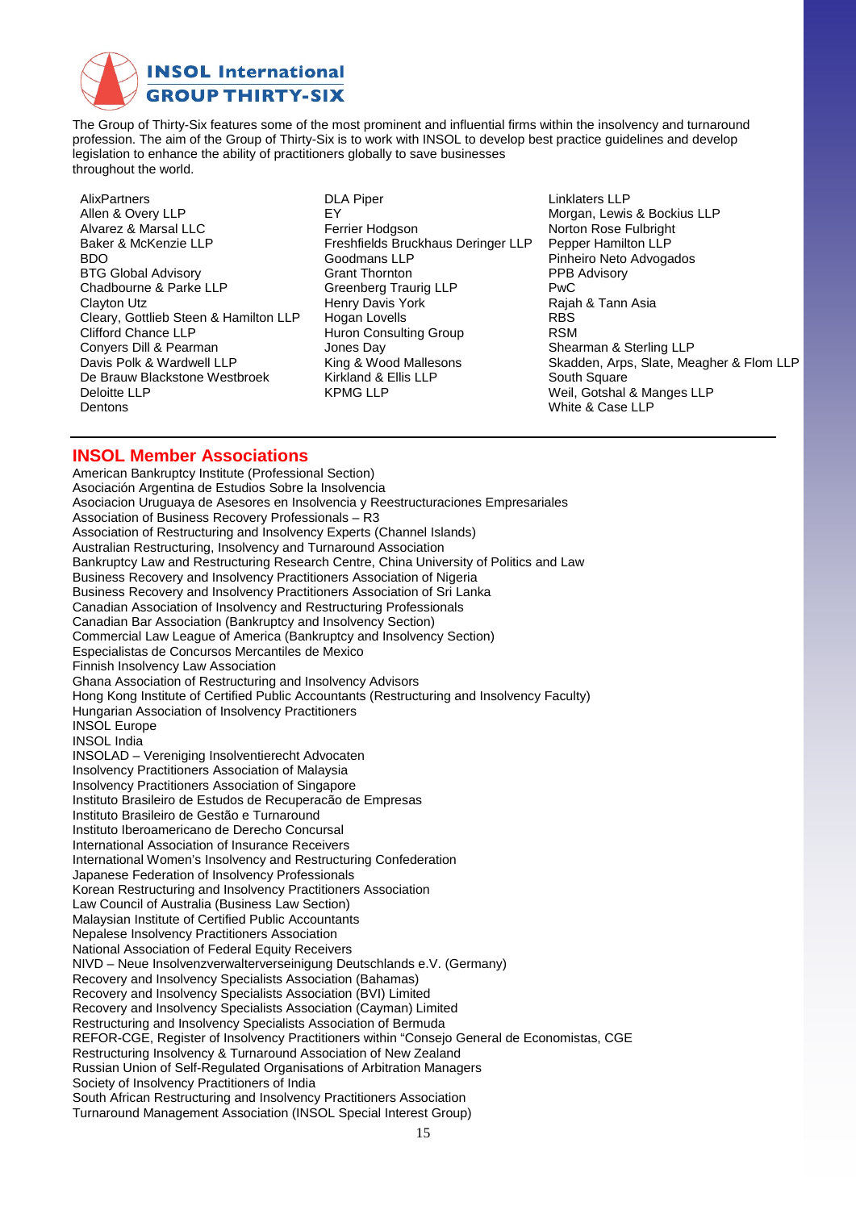**INSOL International**
**GROUP THIRTY-SIX**

The Group of Thirty-Six features some of the most prominent and influential firms within the insolvency and turnaround profession. The aim of the Group of Thirty-Six is to work with INSOL to develop best practice guidelines and develop legislation to enhance the ability of practitioners globally to save businesses throughout the world.

AlixPartners
Allen & Overy LLP
Alvarez & Marsal LLC
Baker & McKenzie LLP
BDO
BTG Global Advisory
Chadbourne & Parke LLP
Clayton Utz
Cleary, Gottlieb Steen & Hamilton LLP
Clifford Chance LLP
Conyers Dill & Pearman
Davis Polk & Wardwell LLP
De Brauw Blackstone Westbroek
Deloitte LLP
Dentons
DLA Piper
EY
Ferrier Hodgson
Freshfields Bruckhaus Deringer LLP
Goodmans LLP
Grant Thornton
Greenberg Traurig LLP
Henry Davis York
Hogan Lovells
Huron Consulting Group
Jones Day
King & Wood Mallesons
Kirkland & Ellis LLP
KPMG LLP
Linklaters LLP
Morgan, Lewis & Bockius LLP
Norton Rose Fulbright
Pepper Hamilton LLP
Pinheiro Neto Advogados
PPB Advisory
PwC
Rajah & Tann Asia
RBS
RSM
Shearman & Sterling LLP
Skadden, Arps, Slate, Meagher & Flom LLP
South Square
Weil, Gotshal & Manges LLP
White & Case LLP

## INSOL Member Associations

American Bankruptcy Institute (Professional Section)
Asociación Argentina de Estudios Sobre la Insolvencia
Asociacion Uruguaya de Asesores en Insolvencia y Reestructuraciones Empresariales
Association of Business Recovery Professionals – R3
Association of Restructuring and Insolvency Experts (Channel Islands)
Australian Restructuring, Insolvency and Turnaround Association
Bankruptcy Law and Restructuring Research Centre, China University of Politics and Law
Business Recovery and Insolvency Practitioners Association of Nigeria
Business Recovery and Insolvency Practitioners Association of Sri Lanka
Canadian Association of Insolvency and Restructuring Professionals
Canadian Bar Association (Bankruptcy and Insolvency Section)
Commercial Law League of America (Bankruptcy and Insolvency Section)
Especialistas de Concursos Mercantiles de Mexico
Finnish Insolvency Law Association
Ghana Association of Restructuring and Insolvency Advisors
Hong Kong Institute of Certified Public Accountants (Restructuring and Insolvency Faculty)
Hungarian Association of Insolvency Practitioners
INSOL Europe
INSOL India
INSOLAD – Vereniging Insolventierecht Advocaten
Insolvency Practitioners Association of Malaysia
Insolvency Practitioners Association of Singapore
Instituto Brasileiro de Estudos de Recuperacão de Empresas
Instituto Brasileiro de Gestão e Turnaround
Instituto Iberoamericano de Derecho Concursal
International Association of Insurance Receivers
International Women's Insolvency and Restructuring Confederation
Japanese Federation of Insolvency Professionals
Korean Restructuring and Insolvency Practitioners Association
Law Council of Australia (Business Law Section)
Malaysian Institute of Certified Public Accountants
Nepalese Insolvency Practitioners Association
National Association of Federal Equity Receivers
NIVD – Neue Insolvenzverwalterverseinigung Deutschlands e.V. (Germany)
Recovery and Insolvency Specialists Association (Bahamas)
Recovery and Insolvency Specialists Association (BVI) Limited
Recovery and Insolvency Specialists Association (Cayman) Limited
Restructuring and Insolvency Specialists Association of Bermuda
REFOR-CGE, Register of Insolvency Practitioners within "Consejo General de Economistas, CGE
Restructuring Insolvency & Turnaround Association of New Zealand
Russian Union of Self-Regulated Organisations of Arbitration Managers
Society of Insolvency Practitioners of India
South African Restructuring and Insolvency Practitioners Association
Turnaround Management Association (INSOL Special Interest Group)